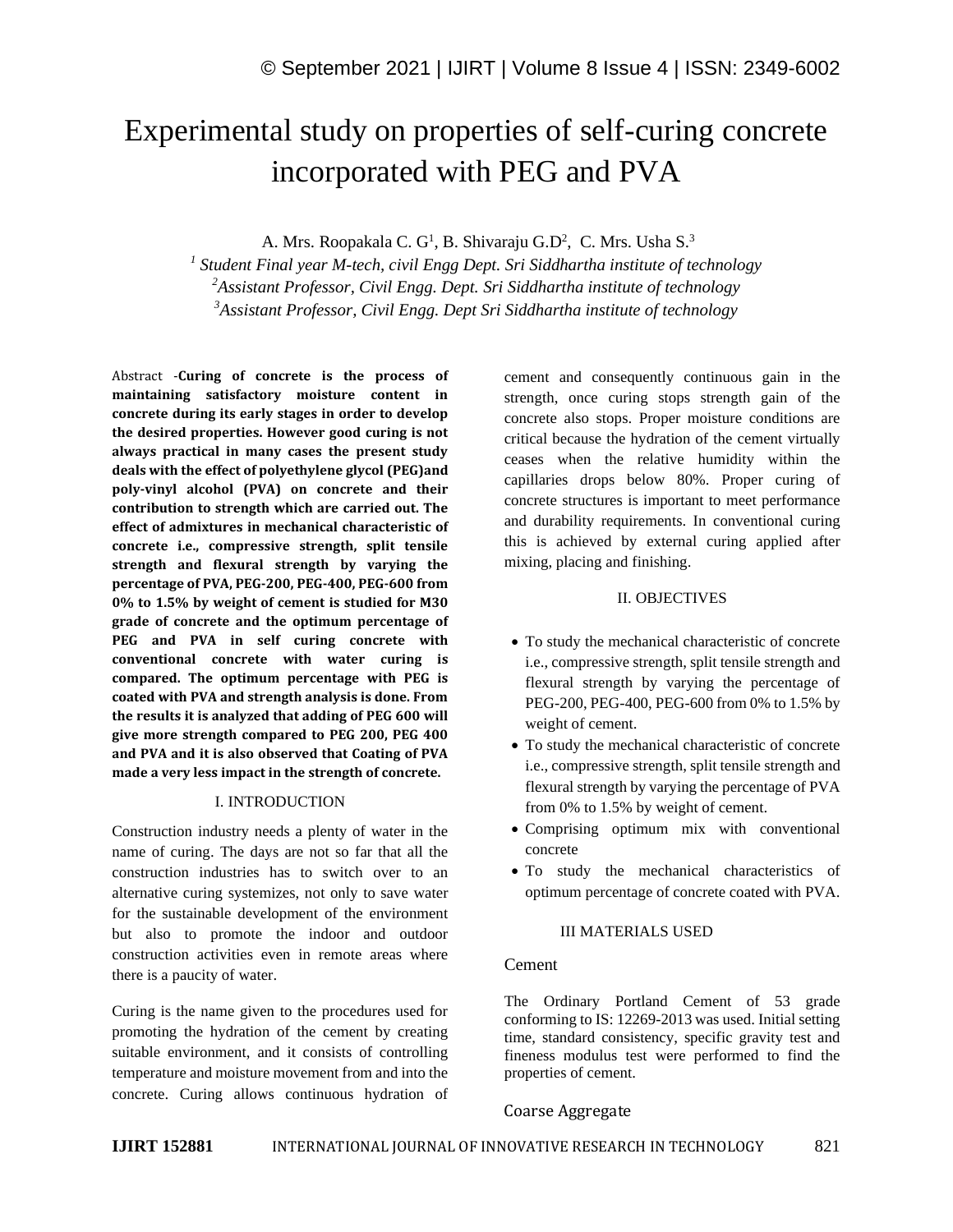# Experimental study on properties of self-curing concrete incorporated with PEG and PVA

A. Mrs. Roopakala C. G[1], B. Shivaraju G.D[2], C. Mrs. Usha S.[3]

*[1] Student Final year M-tech, civil Engg Dept. Sri Siddhartha institute of technology*

*[2]Assistant Professor, Civil Engg. Dept. Sri Siddhartha institute of technology*

*[3]Assistant Professor, Civil Engg. Dept Sri Siddhartha institute of technology*

Abstract -**Curing of concrete is the process of maintaining satisfactory moisture content in concrete during its early stages in order to develop the desired properties. However good curing is not always practical in many cases the present study deals with the effect of polyethylene glycol (PEG)and poly-vinyl alcohol (PVA) on concrete and their contribution to strength which are carried out. The effect of admixtures in mechanical characteristic of concrete i.e., compressive strength, split tensile strength and flexural strength by varying the percentage of PVA, PEG-200, PEG-400, PEG-600 from 0% to 1.5% by weight of cement is studied for M30 grade of concrete and the optimum percentage of PEG and PVA in self curing concrete with conventional concrete with water curing is compared. The optimum percentage with PEG is coated with PVA and strength analysis is done. From the results it is analyzed that adding of PEG 600 will give more strength compared to PEG 200, PEG 400 and PVA and it is also observed that Coating of PVA made a very less impact in the strength of concrete.**

## I. INTRODUCTION

Construction industry needs a plenty of water in the name of curing. The days are not so far that all the construction industries has to switch over to an alternative curing systemizes, not only to save water for the sustainable development of the environment but also to promote the indoor and outdoor construction activities even in remote areas where there is a paucity of water.

Curing is the name given to the procedures used for promoting the hydration of the cement by creating suitable environment, and it consists of controlling temperature and moisture movement from and into the concrete. Curing allows continuous hydration of cement and consequently continuous gain in the strength, once curing stops strength gain of the concrete also stops. Proper moisture conditions are critical because the hydration of the cement virtually ceases when the relative humidity within the capillaries drops below 80%. Proper curing of concrete structures is important to meet performance and durability requirements. In conventional curing this is achieved by external curing applied after mixing, placing and finishing.

## II. OBJECTIVES

- To study the mechanical characteristic of concrete i.e., compressive strength, split tensile strength and flexural strength by varying the percentage of PEG-200, PEG-400, PEG-600 from 0% to 1.5% by weight of cement.
- To study the mechanical characteristic of concrete i.e., compressive strength, split tensile strength and flexural strength by varying the percentage of PVA from 0% to 1.5% by weight of cement.
- Comprising optimum mix with conventional concrete
- To study the mechanical characteristics of optimum percentage of concrete coated with PVA.

## III MATERIALS USED

### Cement

The Ordinary Portland Cement of 53 grade conforming to IS: 12269-2013 was used. Initial setting time, standard consistency, specific gravity test and fineness modulus test were performed to find the properties of cement.

### Coarse Aggregate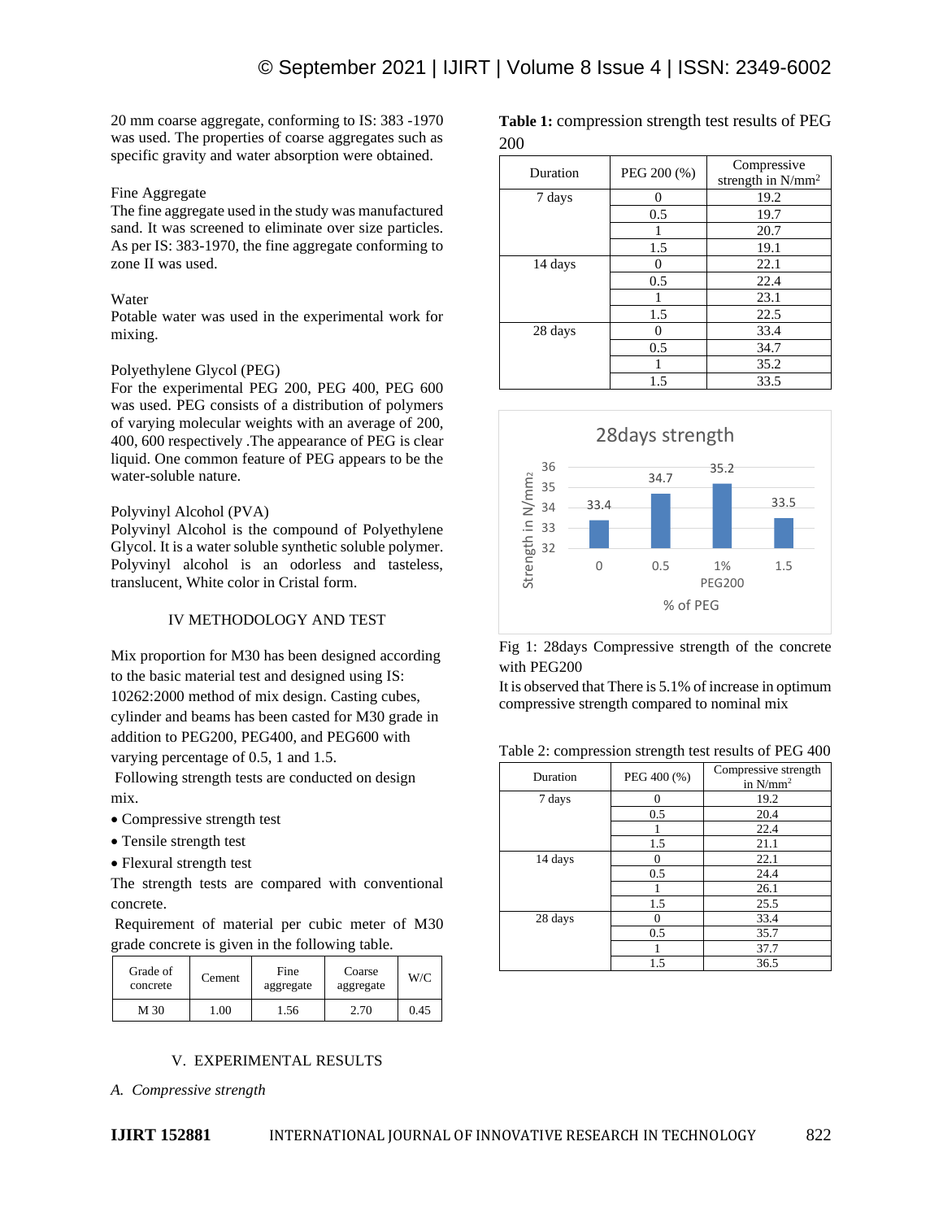20 mm coarse aggregate, conforming to IS: 383 -1970 was used. The properties of coarse aggregates such as specific gravity and water absorption were obtained.

Fine Aggregate
The fine aggregate used in the study was manufactured sand. It was screened to eliminate over size particles. As per IS: 383-1970, the fine aggregate conforming to zone II was used.

Water
Potable water was used in the experimental work for mixing.

Polyethylene Glycol (PEG)
For the experimental PEG 200, PEG 400, PEG 600 was used. PEG consists of a distribution of polymers of varying molecular weights with an average of 200, 400, 600 respectively .The appearance of PEG is clear liquid. One common feature of PEG appears to be the water-soluble nature.

Polyvinyl Alcohol (PVA)
Polyvinyl Alcohol is the compound of Polyethylene Glycol. It is a water soluble synthetic soluble polymer. Polyvinyl alcohol is an odorless and tasteless, translucent, White color in Cristal form.

## IV METHODOLOGY AND TEST

Mix proportion for M30 has been designed according to the basic material test and designed using IS: 10262:2000 method of mix design. Casting cubes, cylinder and beams has been casted for M30 grade in addition to PEG200, PEG400, and PEG600 with varying percentage of 0.5, 1 and 1.5.
Following strength tests are conducted on design mix.

- Compressive strength test
- Tensile strength test
- Flexural strength test

The strength tests are compared with conventional concrete.
Requirement of material per cubic meter of M30 grade concrete is given in the following table.

| Grade of concrete | Cement | Fine aggregate | Coarse aggregate | W/C |
|---|---|---|---|---|
| M 30 | 1.00 | 1.56 | 2.70 | 0.45 |

## V. EXPERIMENTAL RESULTS

*A. Compressive strength*

**Table 1:** compression strength test results of PEG 200

| Duration | PEG 200 (%) | Compressive strength in N/mm$^2$ |
|---|---|---|
| 7 days | 0 | 19.2 |
| | 0.5 | 19.7 |
| | 1 | 20.7 |
| | 1.5 | 19.1 |
| 14 days | 0 | 22.1 |
| | 0.5 | 22.4 |
| | 1 | 23.1 |
| | 1.5 | 22.5 |
| 28 days | 0 | 33.4 |
| | 0.5 | 34.7 |
| | 1 | 35.2 |
| | 1.5 | 33.5 |

Fig 1: 28days Compressive strength of the concrete with PEG200

It is observed that There is 5.1% of increase in optimum compressive strength compared to nominal mix

Table 2: compression strength test results of PEG 400

| Duration | PEG 400 (%) | Compressive strength in N/mm$^2$ |
|---|---|---|
| 7 days | 0 | 19.2 |
| | 0.5 | 20.4 |
| | 1 | 22.4 |
| | 1.5 | 21.1 |
| 14 days | 0 | 22.1 |
| | 0.5 | 24.4 |
| | 1 | 26.1 |
| | 1.5 | 25.5 |
| 28 days | 0 | 33.4 |
| | 0.5 | 35.7 |
| | 1 | 37.7 |
| | 1.5 | 36.5 |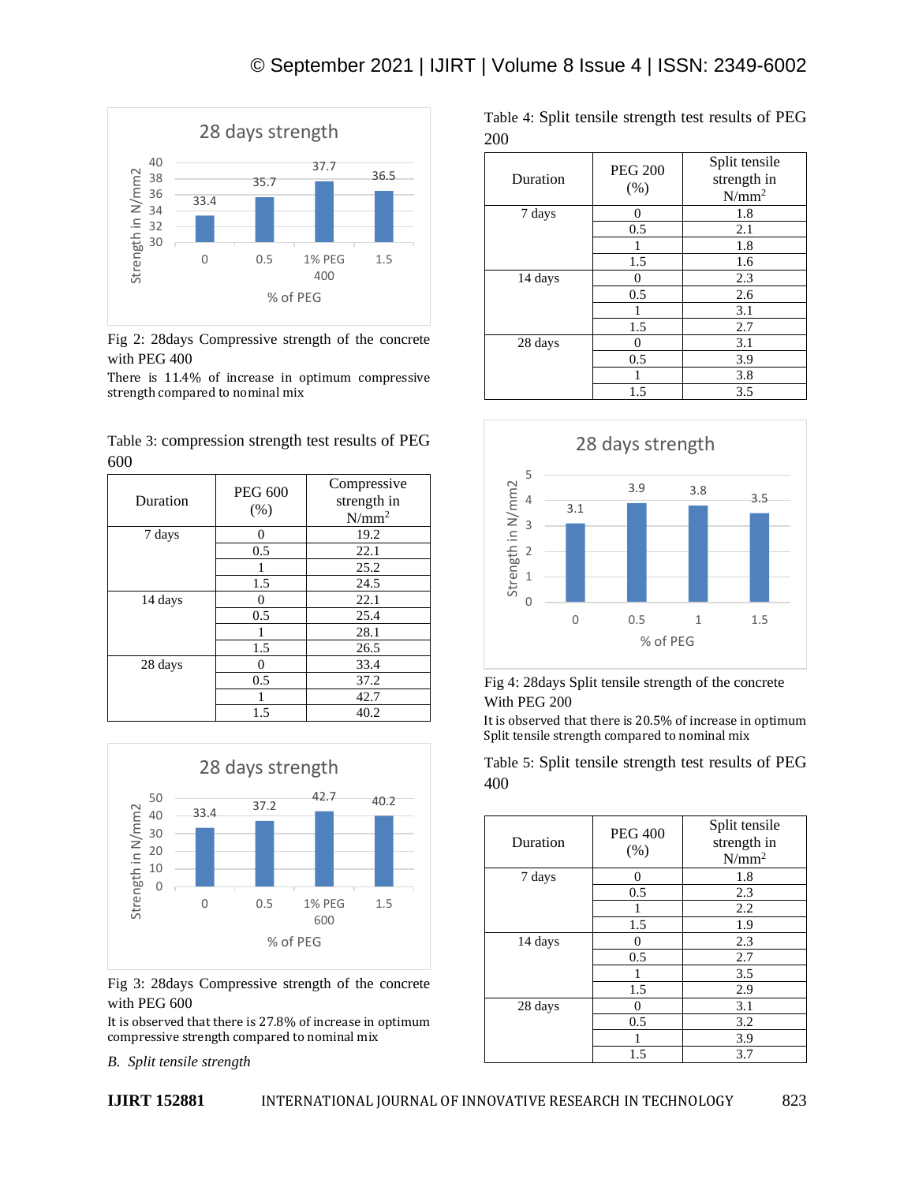Fig 2: 28days Compressive strength of the concrete with PEG 400

There is 11.4% of increase in optimum compressive strength compared to nominal mix

Table 3: compression strength test results of PEG 600

| Duration | PEG 600 (%) | Compressive strength in N/mm$^2$ |
|---|---|---|
| 7 days | 0 | 19.2 |
| | 0.5 | 22.1 |
| | 1 | 25.2 |
| | 1.5 | 24.5 |
| 14 days | 0 | 22.1 |
| | 0.5 | 25.4 |
| | 1 | 28.1 |
| | 1.5 | 26.5 |
| 28 days | 0 | 33.4 |
| | 0.5 | 37.2 |
| | 1 | 42.7 |
| | 1.5 | 40.2 |

Fig 3: 28days Compressive strength of the concrete with PEG 600

It is observed that there is 27.8% of increase in optimum compressive strength compared to nominal mix

*B. Split tensile strength*

Table 4: Split tensile strength test results of PEG 200

| Duration | PEG 200 (%) | Split tensile strength in N/mm$^2$ |
|---|---|---|
| 7 days | 0 | 1.8 |
| | 0.5 | 2.1 |
| | 1 | 1.8 |
| | 1.5 | 1.6 |
| 14 days | 0 | 2.3 |
| | 0.5 | 2.6 |
| | 1 | 3.1 |
| | 1.5 | 2.7 |
| 28 days | 0 | 3.1 |
| | 0.5 | 3.9 |
| | 1 | 3.8 |
| | 1.5 | 3.5 |

Fig 4: 28days Split tensile strength of the concrete With PEG 200

It is observed that there is 20.5% of increase in optimum Split tensile strength compared to nominal mix

Table 5: Split tensile strength test results of PEG 400

| Duration | PEG 400 (%) | Split tensile strength in N/mm$^2$ |
|---|---|---|
| 7 days | 0 | 1.8 |
| | 0.5 | 2.3 |
| | 1 | 2.2 |
| | 1.5 | 1.9 |
| 14 days | 0 | 2.3 |
| | 0.5 | 2.7 |
| | 1 | 3.5 |
| | 1.5 | 2.9 |
| 28 days | 0 | 3.1 |
| | 0.5 | 3.2 |
| | 1 | 3.9 |
| | 1.5 | 3.7 |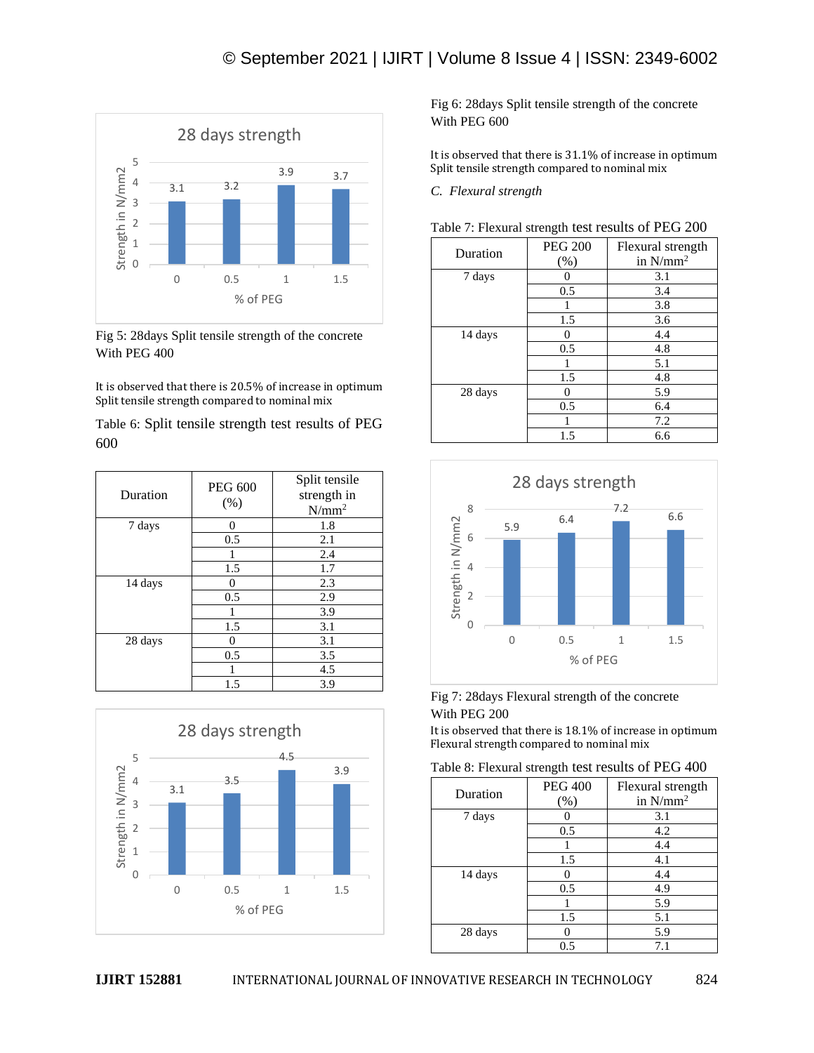Fig 5: 28days Split tensile strength of the concrete With PEG 400

It is observed that there is 20.5% of increase in optimum Split tensile strength compared to nominal mix

Table 6: Split tensile strength test results of PEG 600

| Duration | PEG 600 (%) | Split tensile strength in N/mm$^2$ |
|---|---|---|
| 7 days | 0 | 1.8 |
| | 0.5 | 2.1 |
| | 1 | 2.4 |
| | 1.5 | 1.7 |
| 14 days | 0 | 2.3 |
| | 0.5 | 2.9 |
| | 1 | 3.9 |
| | 1.5 | 3.1 |
| 28 days | 0 | 3.1 |
| | 0.5 | 3.5 |
| | 1 | 4.5 |
| | 1.5 | 3.9 |

Fig 6: 28days Split tensile strength of the concrete With PEG 600

It is observed that there is 31.1% of increase in optimum Split tensile strength compared to nominal mix

*C. Flexural strength*

Table 7: Flexural strength test results of PEG 200

| Duration | PEG 200 (%) | Flexural strength in N/mm$^2$ |
|---|---|---|
| 7 days | 0 | 3.1 |
| | 0.5 | 3.4 |
| | 1 | 3.8 |
| | 1.5 | 3.6 |
| 14 days | 0 | 4.4 |
| | 0.5 | 4.8 |
| | 1 | 5.1 |
| | 1.5 | 4.8 |
| 28 days | 0 | 5.9 |
| | 0.5 | 6.4 |
| | 1 | 7.2 |
| | 1.5 | 6.6 |

Fig 7: 28days Flexural strength of the concrete With PEG 200

It is observed that there is 18.1% of increase in optimum Flexural strength compared to nominal mix

Table 8: Flexural strength test results of PEG 400

| Duration | PEG 400 (%) | Flexural strength in N/mm$^2$ |
|---|---|---|
| 7 days | 0 | 3.1 |
| | 0.5 | 4.2 |
| | 1 | 4.4 |
| | 1.5 | 4.1 |
| 14 days | 0 | 4.4 |
| | 0.5 | 4.9 |
| | 1 | 5.9 |
| | 1.5 | 5.1 |
| 28 days | 0 | 5.9 |
| | 0.5 | 7.1 |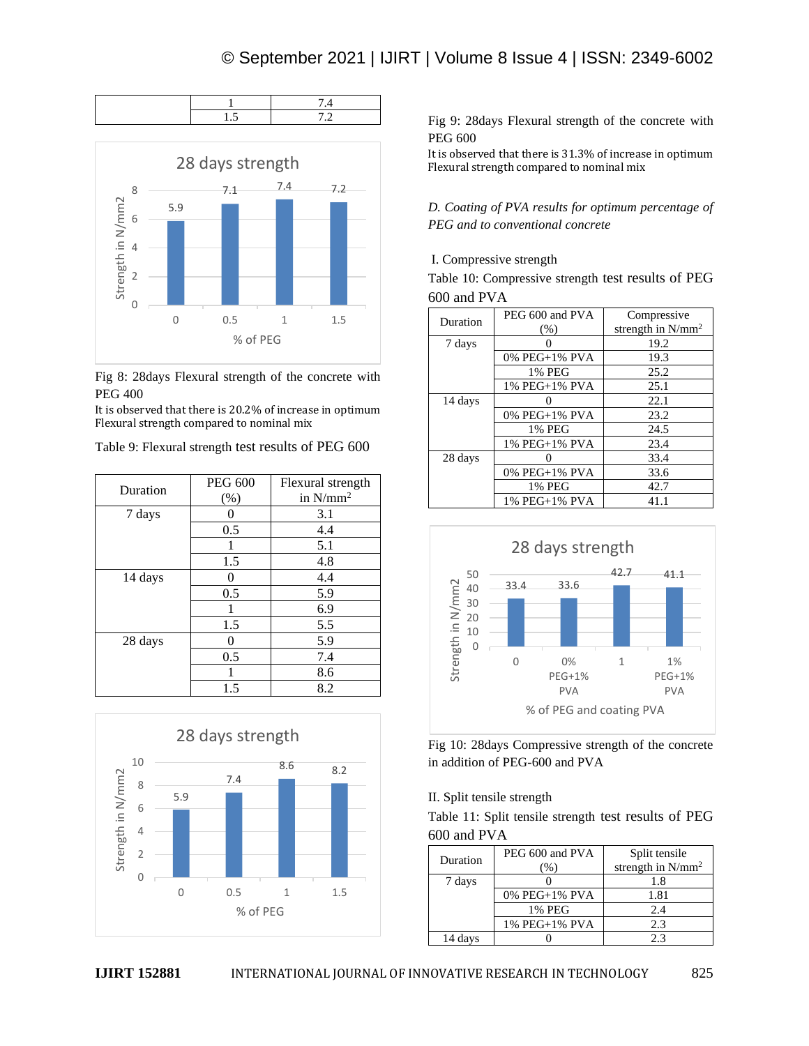| | 1 | 7.4 |
|---|---|---|
| | 1.5 | 7.2 |

Fig 8: 28days Flexural strength of the concrete with PEG 400

It is observed that there is 20.2% of increase in optimum Flexural strength compared to nominal mix

Table 9: Flexural strength test results of PEG 600

| Duration | PEG 600 (%) | Flexural strength in N/mm$^2$ |
|---|---|---|
| 7 days | 0 | 3.1 |
| | 0.5 | 4.4 |
| | 1 | 5.1 |
| | 1.5 | 4.8 |
| 14 days | 0 | 4.4 |
| | 0.5 | 5.9 |
| | 1 | 6.9 |
| | 1.5 | 5.5 |
| 28 days | 0 | 5.9 |
| | 0.5 | 7.4 |
| | 1 | 8.6 |
| | 1.5 | 8.2 |

Fig 9: 28days Flexural strength of the concrete with PEG 600

It is observed that there is 31.3% of increase in optimum Flexural strength compared to nominal mix

*D. Coating of PVA results for optimum percentage of PEG and to conventional concrete*

I. Compressive strength

Table 10: Compressive strength test results of PEG 600 and PVA

| Duration | PEG 600 and PVA (%) | Compressive strength in N/mm$^2$ |
|---|---|---|
| 7 days | 0 | 19.2 |
| | 0% PEG+1% PVA | 19.3 |
| | 1% PEG | 25.2 |
| | 1% PEG+1% PVA | 25.1 |
| 14 days | 0 | 22.1 |
| | 0% PEG+1% PVA | 23.2 |
| | 1% PEG | 24.5 |
| | 1% PEG+1% PVA | 23.4 |
| 28 days | 0 | 33.4 |
| | 0% PEG+1% PVA | 33.6 |
| | 1% PEG | 42.7 |
| | 1% PEG+1% PVA | 41.1 |

Fig 10: 28days Compressive strength of the concrete in addition of PEG-600 and PVA

II. Split tensile strength

Table 11: Split tensile strength test results of PEG 600 and PVA

| Duration | PEG 600 and PVA (%) | Split tensile strength in N/mm$^2$ |
|---|---|---|
| 7 days | 0 | 1.8 |
| | 0% PEG+1% PVA | 1.81 |
| | 1% PEG | 2.4 |
| | 1% PEG+1% PVA | 2.3 |
| 14 days | 0 | 2.3 |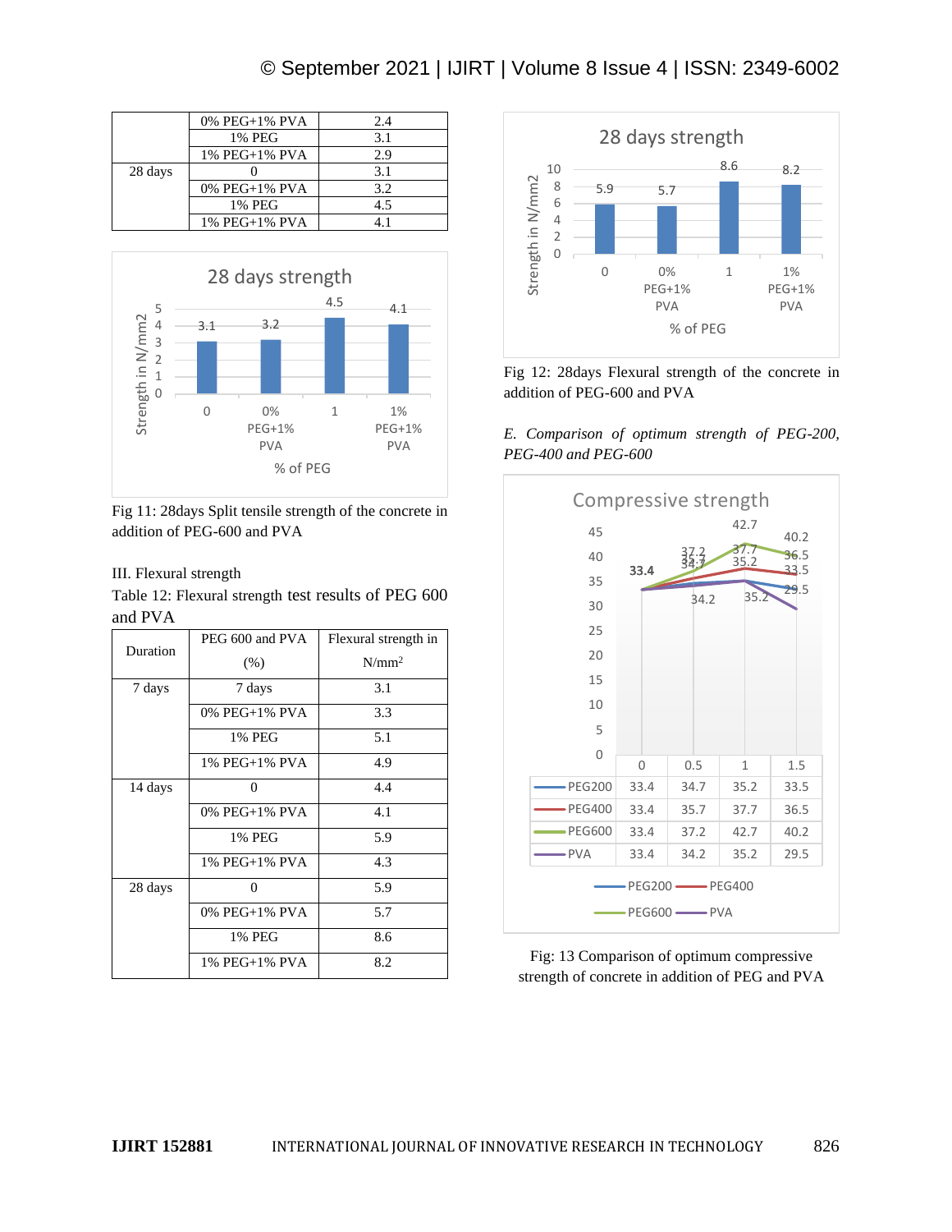| | | |
|---|---|---|
| | 0% PEG+1% PVA | 2.4 |
| | 1% PEG | 3.1 |
| | 1% PEG+1% PVA | 2.9 |
| 28 days | 0 | 3.1 |
| | 0% PEG+1% PVA | 3.2 |
| | 1% PEG | 4.5 |
| | 1% PEG+1% PVA | 4.1 |

Fig 11: 28days Split tensile strength of the concrete in addition of PEG-600 and PVA

III. Flexural strength

Table 12: Flexural strength test results of PEG 600 and PVA

| Duration | PEG 600 and PVA (%) | Flexural strength in N/mm$^2$ |
|---|---|---|
| 7 days | 7 days | 3.1 |
| | 0% PEG+1% PVA | 3.3 |
| | 1% PEG | 5.1 |
| | 1% PEG+1% PVA | 4.9 |
| 14 days | 0 | 4.4 |
| | 0% PEG+1% PVA | 4.1 |
| | 1% PEG | 5.9 |
| | 1% PEG+1% PVA | 4.3 |
| 28 days | 0 | 5.9 |
| | 0% PEG+1% PVA | 5.7 |
| | 1% PEG | 8.6 |
| | 1% PEG+1% PVA | 8.2 |

Fig 12: 28days Flexural strength of the concrete in addition of PEG-600 and PVA

*E. Comparison of optimum strength of PEG-200, PEG-400 and PEG-600*

| | 0 | 0.5 | 1 | 1.5 |
|---|---|---|---|---|
| PEG200 | 33.4 | 34.7 | 35.2 | 33.5 |
| PEG400 | 33.4 | 35.7 | 37.7 | 36.5 |
| PEG600 | 33.4 | 37.2 | 42.7 | 40.2 |
| PVA | 33.4 | 34.2 | 35.2 | 29.5 |

Fig: 13 Comparison of optimum compressive strength of concrete in addition of PEG and PVA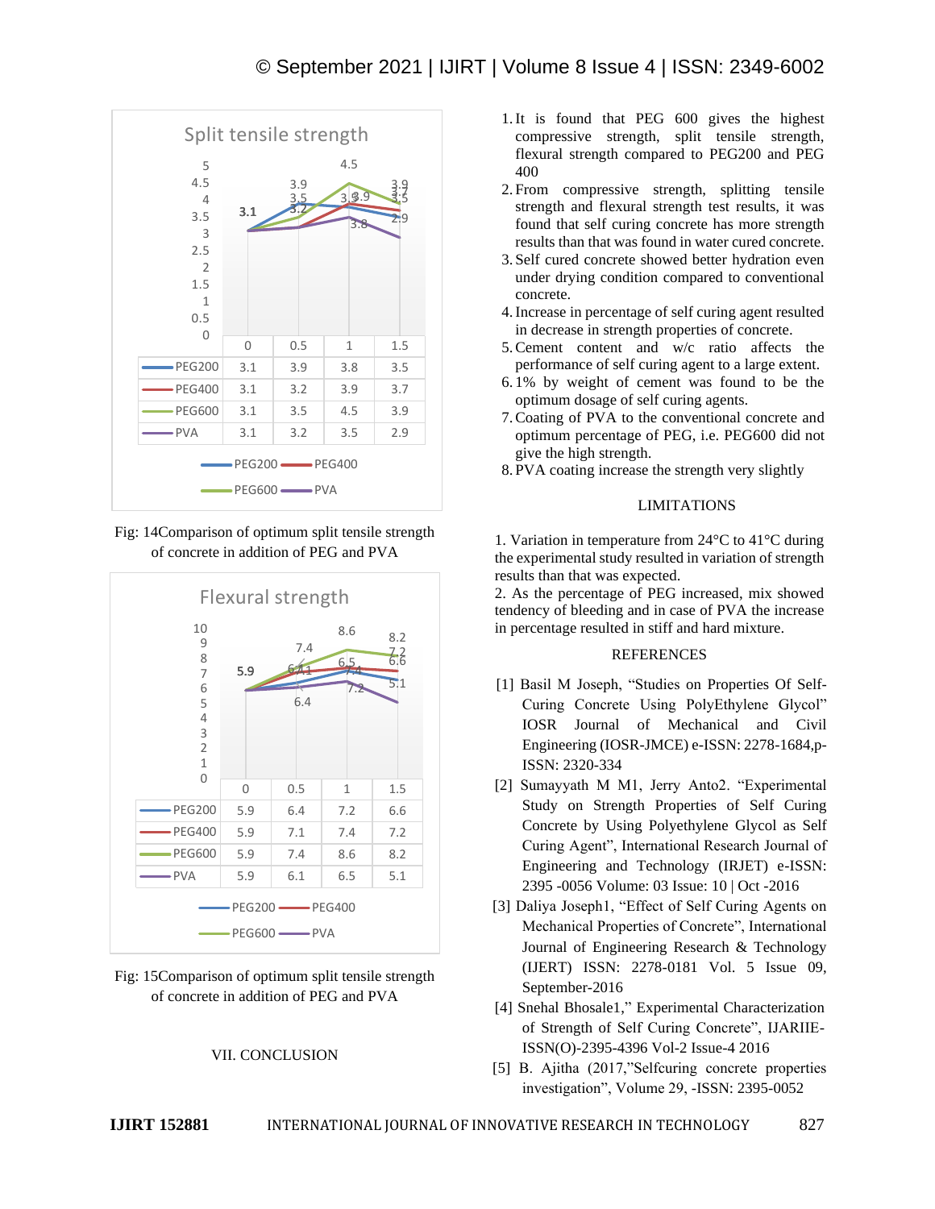**Split tensile strength**

| | 0 | 0.5 | 1 | 1.5 |
|---|---|---|---|---|
| PEG200 | 3.1 | 3.9 | 3.8 | 3.5 |
| PEG400 | 3.1 | 3.2 | 3.9 | 3.7 |
| PEG600 | 3.1 | 3.5 | 4.5 | 3.9 |
| PVA | 3.1 | 3.2 | 3.5 | 2.9 |

Fig: 14Comparison of optimum split tensile strength of concrete in addition of PEG and PVA

**Flexural strength**

| | 0 | 0.5 | 1 | 1.5 |
|---|---|---|---|---|
| PEG200 | 5.9 | 6.4 | 7.2 | 6.6 |
| PEG400 | 5.9 | 7.1 | 7.4 | 7.2 |
| PEG600 | 5.9 | 7.4 | 8.6 | 8.2 |
| PVA | 5.9 | 6.1 | 6.5 | 5.1 |

Fig: 15Comparison of optimum split tensile strength of concrete in addition of PEG and PVA

## VII. CONCLUSION

1. It is found that PEG 600 gives the highest compressive strength, split tensile strength, flexural strength compared to PEG200 and PEG 400
2. From compressive strength, splitting tensile strength and flexural strength test results, it was found that self curing concrete has more strength results than that was found in water cured concrete.
3. Self cured concrete showed better hydration even under drying condition compared to conventional concrete.
4. Increase in percentage of self curing agent resulted in decrease in strength properties of concrete.
5. Cement content and w/c ratio affects the performance of self curing agent to a large extent.
6. 1% by weight of cement was found to be the optimum dosage of self curing agents.
7. Coating of PVA to the conventional concrete and optimum percentage of PEG, i.e. PEG600 did not give the high strength.
8. PVA coating increase the strength very slightly

## LIMITATIONS

1. Variation in temperature from 24°C to 41°C during the experimental study resulted in variation of strength results than that was expected.
2. As the percentage of PEG increased, mix showed tendency of bleeding and in case of PVA the increase in percentage resulted in stiff and hard mixture.

## REFERENCES

[1] Basil M Joseph, "Studies on Properties Of Self-Curing Concrete Using PolyEthylene Glycol" IOSR Journal of Mechanical and Civil Engineering (IOSR-JMCE) e-ISSN: 2278-1684,p-ISSN: 2320-334

[2] Sumayyath M M1, Jerry Anto2. "Experimental Study on Strength Properties of Self Curing Concrete by Using Polyethylene Glycol as Self Curing Agent", International Research Journal of Engineering and Technology (IRJET) e-ISSN: 2395 -0056 Volume: 03 Issue: 10 | Oct -2016

[3] Daliya Joseph1, "Effect of Self Curing Agents on Mechanical Properties of Concrete", International Journal of Engineering Research & Technology (IJERT) ISSN: 2278-0181 Vol. 5 Issue 09, September-2016

[4] Snehal Bhosale1," Experimental Characterization of Strength of Self Curing Concrete", IJARIIE-ISSN(O)-2395-4396 Vol-2 Issue-4 2016

[5] B. Ajitha (2017,"Selfcuring concrete properties investigation", Volume 29, -ISSN: 2395-0052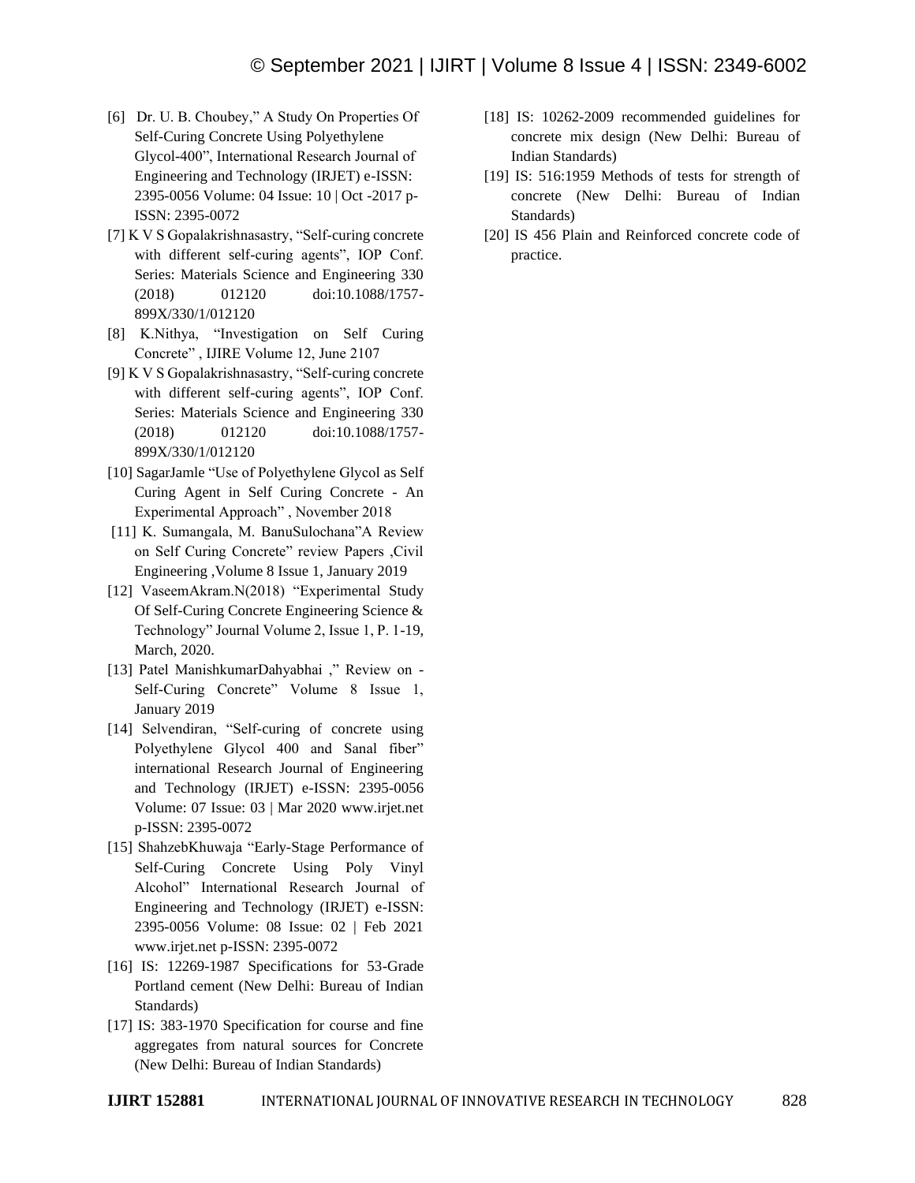[6] Dr. U. B. Choubey," A Study On Properties Of Self-Curing Concrete Using Polyethylene Glycol-400", International Research Journal of Engineering and Technology (IRJET) e-ISSN: 2395-0056 Volume: 04 Issue: 10 | Oct -2017 p-ISSN: 2395-0072

[7] K V S Gopalakrishnasastry, "Self-curing concrete with different self-curing agents", IOP Conf. Series: Materials Science and Engineering 330 (2018) 012120 doi:10.1088/1757-899X/330/1/012120

[8] K.Nithya, "Investigation on Self Curing Concrete" , IJIRE Volume 12, June 2107

[9] K V S Gopalakrishnasastry, "Self-curing concrete with different self-curing agents", IOP Conf. Series: Materials Science and Engineering 330 (2018) 012120 doi:10.1088/1757-899X/330/1/012120

[10] SagarJamle "Use of Polyethylene Glycol as Self Curing Agent in Self Curing Concrete - An Experimental Approach" , November 2018

[11] K. Sumangala, M. BanuSulochana"A Review on Self Curing Concrete" review Papers ,Civil Engineering ,Volume 8 Issue 1, January 2019

[12] VaseemAkram.N(2018) "Experimental Study Of Self-Curing Concrete Engineering Science & Technology" Journal Volume 2, Issue 1, P. 1-19, March, 2020.

[13] Patel ManishkumarDahyabhai ," Review on - Self-Curing Concrete" Volume 8 Issue 1, January 2019

[14] Selvendiran, "Self-curing of concrete using Polyethylene Glycol 400 and Sanal fiber" international Research Journal of Engineering and Technology (IRJET) e-ISSN: 2395-0056 Volume: 07 Issue: 03 | Mar 2020 www.irjet.net p-ISSN: 2395-0072

[15] ShahzebKhuwaja "Early-Stage Performance of Self-Curing Concrete Using Poly Vinyl Alcohol" International Research Journal of Engineering and Technology (IRJET) e-ISSN: 2395-0056 Volume: 08 Issue: 02 | Feb 2021 www.irjet.net p-ISSN: 2395-0072

[16] IS: 12269-1987 Specifications for 53-Grade Portland cement (New Delhi: Bureau of Indian Standards)

[17] IS: 383-1970 Specification for course and fine aggregates from natural sources for Concrete (New Delhi: Bureau of Indian Standards)

[18] IS: 10262-2009 recommended guidelines for concrete mix design (New Delhi: Bureau of Indian Standards)

[19] IS: 516:1959 Methods of tests for strength of concrete (New Delhi: Bureau of Indian Standards)

[20] IS 456 Plain and Reinforced concrete code of practice.